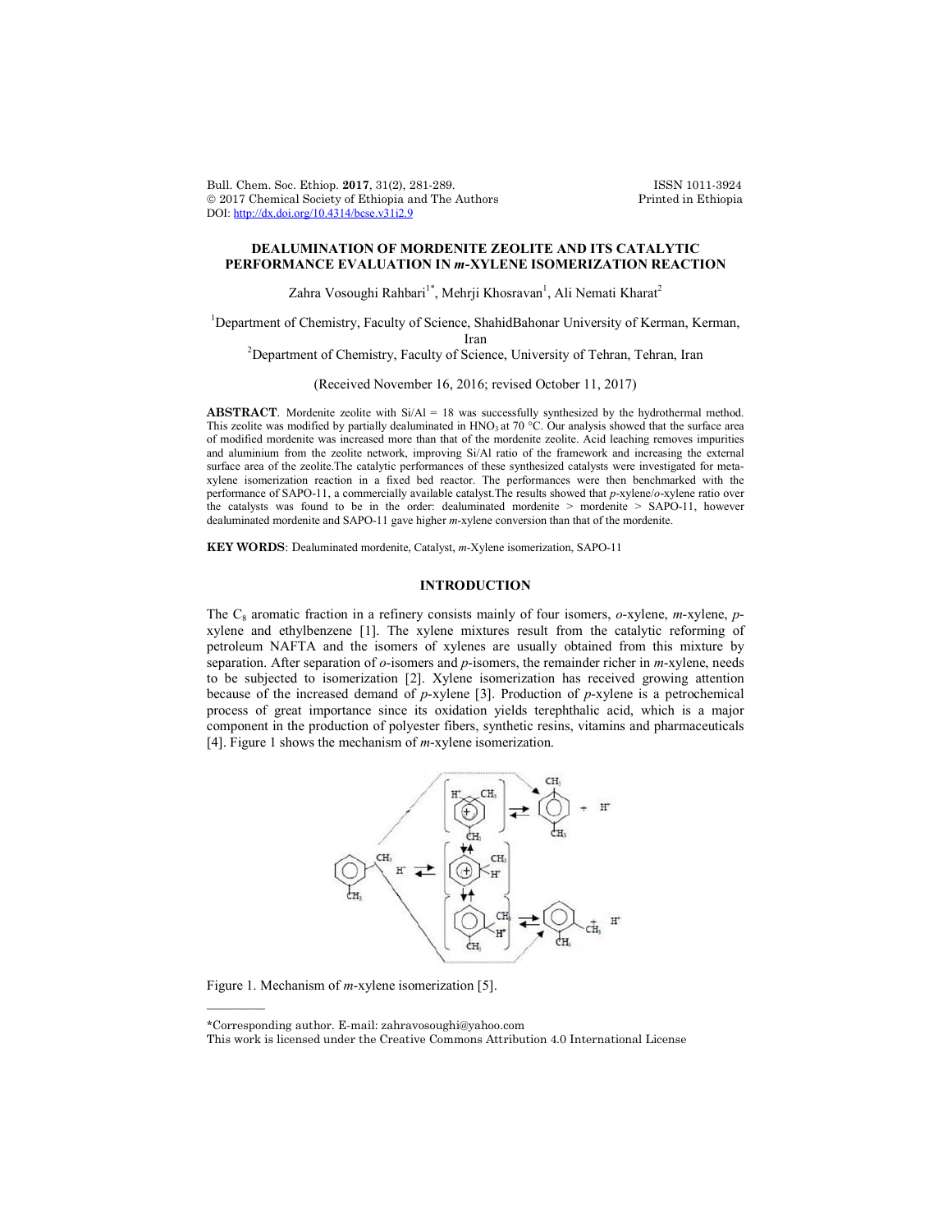# DEALUMINATION OF MORDENITE ZEOLITE AND ITS CATALYTIC PERFORMANCE EVALUATION IN *m*-XYLENE ISOMERIZATION REACTION

Zahra Vosoughi Rahbari[1*], Mehrji Khosravan[1], Ali Nemati Kharat[2]

[1]Department of Chemistry, Faculty of Science, ShahidBahonar University of Kerman, Kerman, Iran

[2]Department of Chemistry, Faculty of Science, University of Tehran, Tehran, Iran

(Received November 16, 2016; revised October 11, 2017)

**ABSTRACT**. Mordenite zeolite with Si/Al = 18 was successfully synthesized by the hydrothermal method. This zeolite was modified by partially dealuminated in $HNO_3$ at 70 °C. Our analysis showed that the surface area of modified mordenite was increased more than that of the mordenite zeolite. Acid leaching removes impurities and aluminium from the zeolite network, improving Si/Al ratio of the framework and increasing the external surface area of the zeolite.The catalytic performances of these synthesized catalysts were investigated for meta-xylene isomerization reaction in a fixed bed reactor. The performances were then benchmarked with the performance of SAPO-11, a commercially available catalyst.The results showed that *p*-xylene/*o*-xylene ratio over the catalysts was found to be in the order: dealuminated mordenite > mordenite > SAPO-11, however dealuminated mordenite and SAPO-11 gave higher *m*-xylene conversion than that of the mordenite.

**KEY WORDS**: Dealuminated mordenite, Catalyst, *m*-Xylene isomerization, SAPO-11

## INTRODUCTION

The $C_8$ aromatic fraction in a refinery consists mainly of four isomers, *o*-xylene, *m*-xylene, *p*-xylene and ethylbenzene [1]. The xylene mixtures result from the catalytic reforming of petroleum NAFTA and the isomers of xylenes are usually obtained from this mixture by separation. After separation of *o*-isomers and *p*-isomers, the remainder richer in *m*-xylene, needs to be subjected to isomerization [2]. Xylene isomerization has received growing attention because of the increased demand of *p*-xylene [3]. Production of *p*-xylene is a petrochemical process of great importance since its oxidation yields terephthalic acid, which is a major component in the production of polyester fibers, synthetic resins, vitamins and pharmaceuticals [4]. Figure 1 shows the mechanism of *m*-xylene isomerization.

Figure 1. Mechanism of *m*-xylene isomerization [5].

*Corresponding author. E-mail: zahravosoughi@yahoo.com

This work is licensed under the Creative Commons Attribution 4.0 International License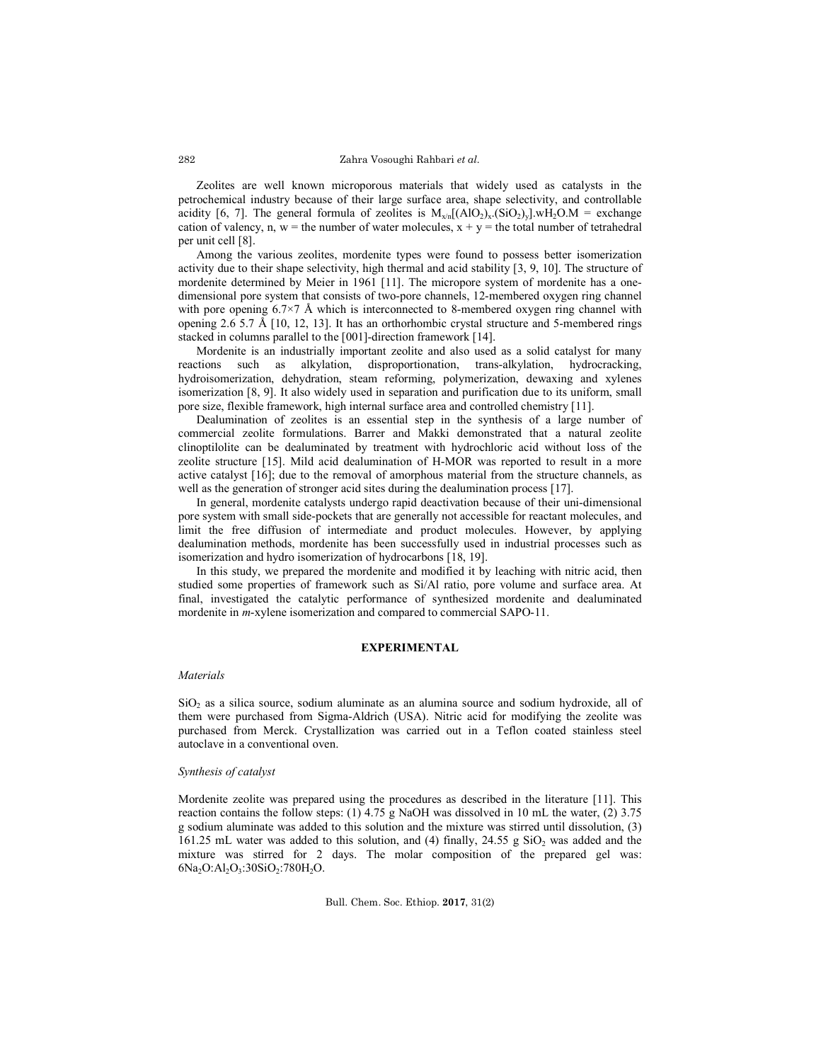Zeolites are well known microporous materials that widely used as catalysts in the petrochemical industry because of their large surface area, shape selectivity, and controllable acidity [6, 7]. The general formula of zeolites is $M_{x/n}[(AlO_2)_x.(SiO_2)_y].wH_2O$.M = exchange cation of valency, n, w = the number of water molecules, x + y = the total number of tetrahedral per unit cell [8].

Among the various zeolites, mordenite types were found to possess better isomerization activity due to their shape selectivity, high thermal and acid stability [3, 9, 10]. The structure of mordenite determined by Meier in 1961 [11]. The micropore system of mordenite has a one-dimensional pore system that consists of two-pore channels, 12-membered oxygen ring channel with pore opening 6.7×7 Å which is interconnected to 8-membered oxygen ring channel with opening 2.6 5.7 Å [10, 12, 13]. It has an orthorhombic crystal structure and 5-membered rings stacked in columns parallel to the [001]-direction framework [14].

Mordenite is an industrially important zeolite and also used as a solid catalyst for many reactions such as alkylation, disproportionation, trans-alkylation, hydrocracking, hydroisomerization, dehydration, steam reforming, polymerization, dewaxing and xylenes isomerization [8, 9]. It also widely used in separation and purification due to its uniform, small pore size, flexible framework, high internal surface area and controlled chemistry [11].

Dealumination of zeolites is an essential step in the synthesis of a large number of commercial zeolite formulations. Barrer and Makki demonstrated that a natural zeolite clinoptilolite can be dealuminated by treatment with hydrochloric acid without loss of the zeolite structure [15]. Mild acid dealumination of H-MOR was reported to result in a more active catalyst [16]; due to the removal of amorphous material from the structure channels, as well as the generation of stronger acid sites during the dealumination process [17].

In general, mordenite catalysts undergo rapid deactivation because of their uni-dimensional pore system with small side-pockets that are generally not accessible for reactant molecules, and limit the free diffusion of intermediate and product molecules. However, by applying dealumination methods, mordenite has been successfully used in industrial processes such as isomerization and hydro isomerization of hydrocarbons [18, 19].

In this study, we prepared the mordenite and modified it by leaching with nitric acid, then studied some properties of framework such as Si/Al ratio, pore volume and surface area. At final, investigated the catalytic performance of synthesized mordenite and dealuminated mordenite in *m*-xylene isomerization and compared to commercial SAPO-11.

## EXPERIMENTAL

### *Materials*

$SiO_2$ as a silica source, sodium aluminate as an alumina source and sodium hydroxide, all of them were purchased from Sigma-Aldrich (USA). Nitric acid for modifying the zeolite was purchased from Merck. Crystallization was carried out in a Teflon coated stainless steel autoclave in a conventional oven.

### *Synthesis of catalyst*

Mordenite zeolite was prepared using the procedures as described in the literature [11]. This reaction contains the follow steps: (1) 4.75 g NaOH was dissolved in 10 mL the water, (2) 3.75 g sodium aluminate was added to this solution and the mixture was stirred until dissolution, (3) 161.25 mL water was added to this solution, and (4) finally, 24.55 g $SiO_2$ was added and the mixture was stirred for 2 days. The molar composition of the prepared gel was: $6Na_2O:Al_2O_3:30SiO_2:780H_2O$.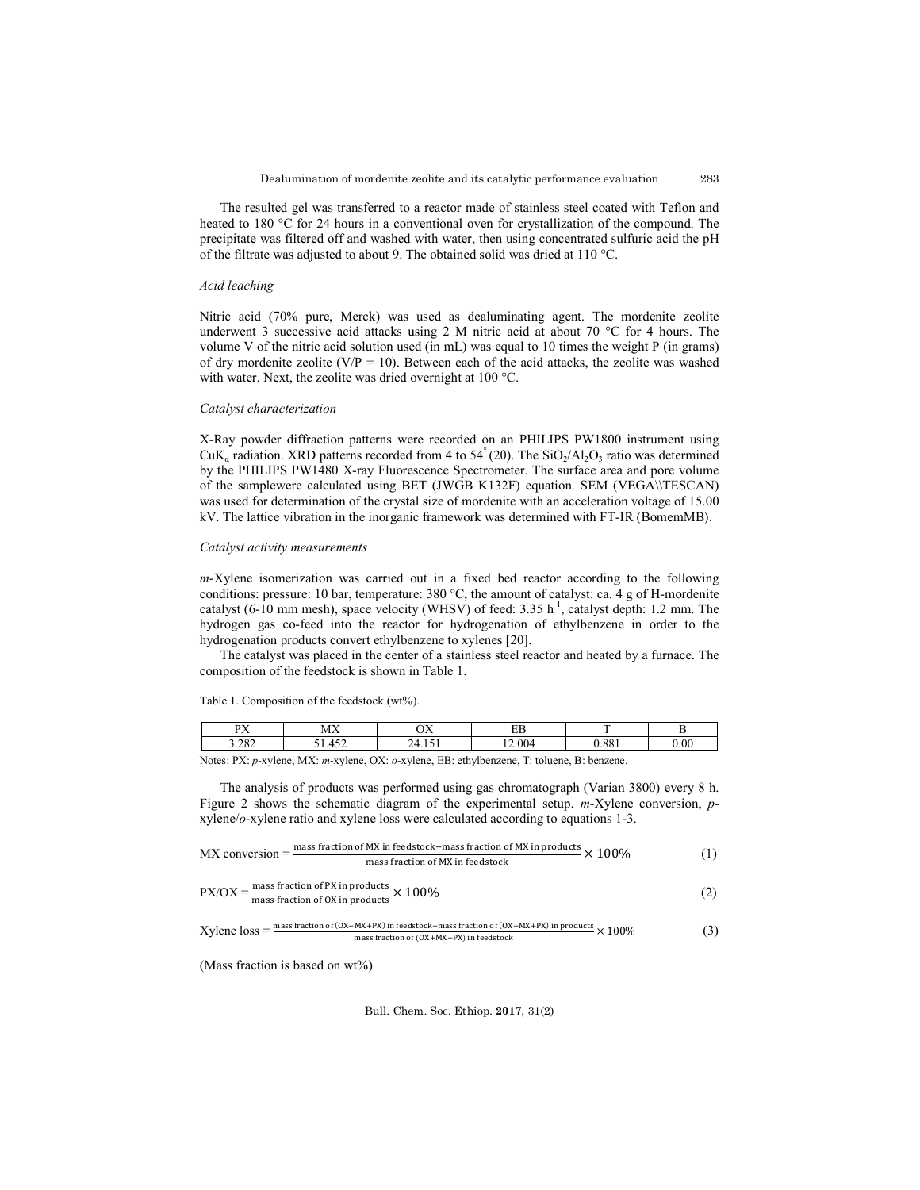The resulted gel was transferred to a reactor made of stainless steel coated with Teflon and heated to 180 °C for 24 hours in a conventional oven for crystallization of the compound. The precipitate was filtered off and washed with water, then using concentrated sulfuric acid the pH of the filtrate was adjusted to about 9. The obtained solid was dried at 110 °C.

### *Acid leaching*

Nitric acid (70% pure, Merck) was used as dealuminating agent. The mordenite zeolite underwent 3 successive acid attacks using 2 M nitric acid at about 70 °C for 4 hours. The volume V of the nitric acid solution used (in mL) was equal to 10 times the weight P (in grams) of dry mordenite zeolite (V/P = 10). Between each of the acid attacks, the zeolite was washed with water. Next, the zeolite was dried overnight at 100 °C.

### *Catalyst characterization*

X-Ray powder diffraction patterns were recorded on an PHILIPS PW1800 instrument using $CuK_\alpha$ radiation. XRD patterns recorded from 4 to 54° (2θ). The $SiO_2/Al_2O_3$ ratio was determined by the PHILIPS PW1480 X-ray Fluorescence Spectrometer. The surface area and pore volume of the samplewere calculated using BET (JWGB K132F) equation. SEM (VEGA\\TESCAN) was used for determination of the crystal size of mordenite with an acceleration voltage of 15.00 kV. The lattice vibration in the inorganic framework was determined with FT-IR (BomemMB).

### *Catalyst activity measurements*

*m*-Xylene isomerization was carried out in a fixed bed reactor according to the following conditions: pressure: 10 bar, temperature: 380 °C, the amount of catalyst: ca. 4 g of H-mordenite catalyst (6-10 mm mesh), space velocity (WHSV) of feed: 3.35 $h^{-1}$, catalyst depth: 1.2 mm. The hydrogen gas co-feed into the reactor for hydrogenation of ethylbenzene in order to the hydrogenation products convert ethylbenzene to xylenes [20].

The catalyst was placed in the center of a stainless steel reactor and heated by a furnace. The composition of the feedstock is shown in Table 1.

Table 1. Composition of the feedstock (wt%).

| PX | MX | OX | EB | T | B |
|---|---|---|---|---|---|
| 3.282 | 51.452 | 24.151 | 12.004 | 0.881 | 0.00 |

Notes: PX: *p*-xylene, MX: *m*-xylene, OX: *o*-xylene, EB: ethylbenzene, T: toluene, B: benzene.

The analysis of products was performed using gas chromatograph (Varian 3800) every 8 h. Figure 2 shows the schematic diagram of the experimental setup. *m*-Xylene conversion, *p*-xylene/*o*-xylene ratio and xylene loss were calculated according to equations 1-3.

$$\text{MX conversion} = \frac{\text{mass fraction of MX in feedstock} - \text{mass fraction of MX in products}}{\text{mass fraction of MX in feedstock}} \times 100\% \tag{1}$$

$$\text{PX/OX} = \frac{\text{mass fraction of PX in products}}{\text{mass fraction of OX in products}} \times 100\% \tag{2}$$

$$\text{Xylene loss} = \frac{\text{mass fraction of (OX+MX+PX) in feedstock} - \text{mass fraction of (OX+MX+PX) in products}}{\text{mass fraction of (OX+MX+PX) in feedstock}} \times 100\% \tag{3}$$

(Mass fraction is based on wt%)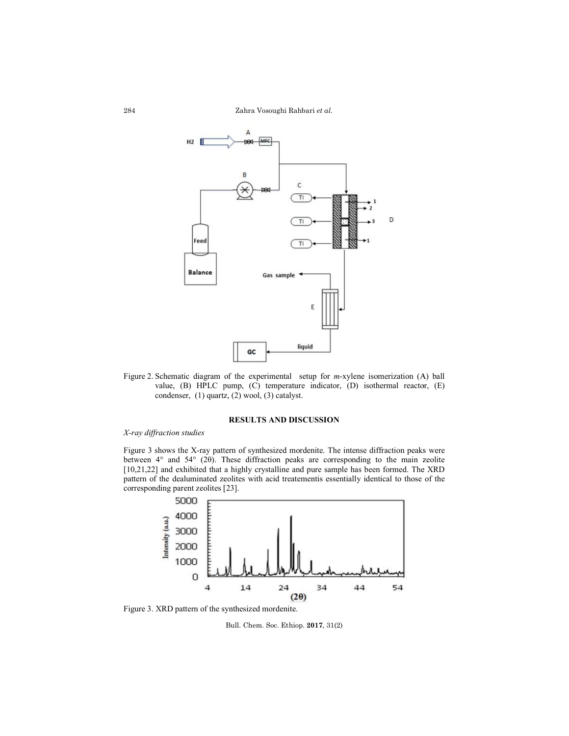Figure 2. Schematic diagram of the experimental setup for *m*-xylene isomerization (A) ball value, (B) HPLC pump, (C) temperature indicator, (D) isothermal reactor, (E) condenser, (1) quartz, (2) wool, (3) catalyst.

## RESULTS AND DISCUSSION

### *X-ray diffraction studies*

Figure 3 shows the X-ray pattern of synthesized mordenite. The intense diffraction peaks were between 4° and 54° (2θ). These diffraction peaks are corresponding to the main zeolite [10,21,22] and exhibited that a highly crystalline and pure sample has been formed. The XRD pattern of the dealuminated zeolites with acid treatementis essentially identical to those of the corresponding parent zeolites [23].

Figure 3. XRD pattern of the synthesized mordenite.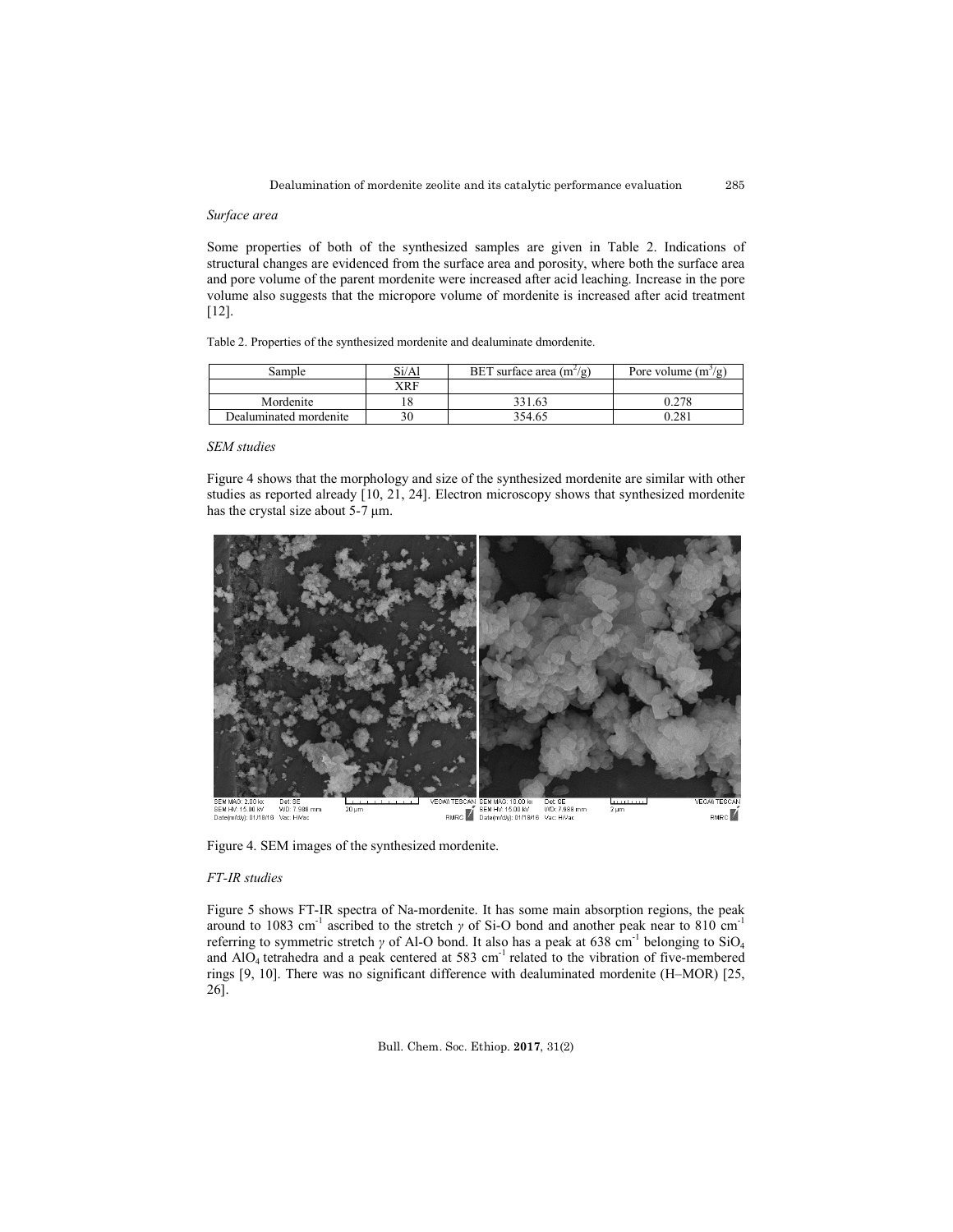*Surface area*

Some properties of both of the synthesized samples are given in Table 2. Indications of structural changes are evidenced from the surface area and porosity, where both the surface area and pore volume of the parent mordenite were increased after acid leaching. Increase in the pore volume also suggests that the micropore volume of mordenite is increased after acid treatment [12].

Table 2. Properties of the synthesized mordenite and dealuminate dmordenite.

| Sample | Si/Al | BET surface area ($m^2/g$) | Pore volume ($m^3/g$) |
|---|---|---|---|
| | XRF | | |
| Mordenite | 18 | 331.63 | 0.278 |
| Dealuminated mordenite | 30 | 354.65 | 0.281 |

*SEM studies*

Figure 4 shows that the morphology and size of the synthesized mordenite are similar with other studies as reported already [10, 21, 24]. Electron microscopy shows that synthesized mordenite has the crystal size about 5-7 µm.

Figure 4. SEM images of the synthesized mordenite.

*FT-IR studies*

Figure 5 shows FT-IR spectra of Na-mordenite. It has some main absorption regions, the peak around to 1083 $cm^{-1}$ ascribed to the stretch $\gamma$ of Si-O bond and another peak near to 810 $cm^{-1}$ referring to symmetric stretch $\gamma$ of Al-O bond. It also has a peak at 638 $cm^{-1}$ belonging to $SiO_4$ and $AlO_4$ tetrahedra and a peak centered at 583 $cm^{-1}$ related to the vibration of five-membered rings [9, 10]. There was no significant difference with dealuminated mordenite (H–MOR) [25, 26].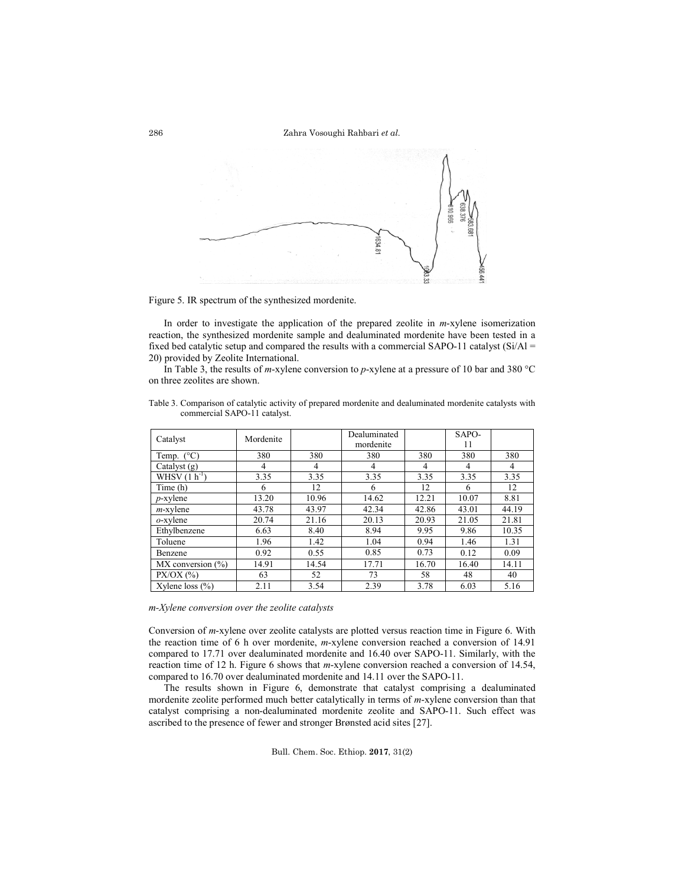Figure 5. IR spectrum of the synthesized mordenite.

In order to investigate the application of the prepared zeolite in *m*-xylene isomerization reaction, the synthesized mordenite sample and dealuminated mordenite have been tested in a fixed bed catalytic setup and compared the results with a commercial SAPO-11 catalyst (Si/Al = 20) provided by Zeolite International.

In Table 3, the results of *m*-xylene conversion to *p*-xylene at a pressure of 10 bar and 380 °C on three zeolites are shown.

Table 3. Comparison of catalytic activity of prepared mordenite and dealuminated mordenite catalysts with commercial SAPO-11 catalyst.

| Catalyst | Mordenite | | Dealuminated mordenite | | SAPO-11 | |
|---|---|---|---|---|---|---|
| Temp. (°C) | 380 | 380 | 380 | 380 | 380 | 380 |
| Catalyst (g) | 4 | 4 | 4 | 4 | 4 | 4 |
| WHSV (l $h^{-1}$) | 3.35 | 3.35 | 3.35 | 3.35 | 3.35 | 3.35 |
| Time (h) | 6 | 12 | 6 | 12 | 6 | 12 |
| *p*-xylene | 13.20 | 10.96 | 14.62 | 12.21 | 10.07 | 8.81 |
| *m*-xylene | 43.78 | 43.97 | 42.34 | 42.86 | 43.01 | 44.19 |
| *o*-xylene | 20.74 | 21.16 | 20.13 | 20.93 | 21.05 | 21.81 |
| Ethylbenzene | 6.63 | 8.40 | 8.94 | 9.95 | 9.86 | 10.35 |
| Toluene | 1.96 | 1.42 | 1.04 | 0.94 | 1.46 | 1.31 |
| Benzene | 0.92 | 0.55 | 0.85 | 0.73 | 0.12 | 0.09 |
| MX conversion (%) | 14.91 | 14.54 | 17.71 | 16.70 | 16.40 | 14.11 |
| PX/OX (%) | 63 | 52 | 73 | 58 | 48 | 40 |
| Xylene loss (%) | 2.11 | 3.54 | 2.39 | 3.78 | 6.03 | 5.16 |

*m-Xylene conversion over the zeolite catalysts*

Conversion of *m*-xylene over zeolite catalysts are plotted versus reaction time in Figure 6. With the reaction time of 6 h over mordenite, *m*-xylene conversion reached a conversion of 14.91 compared to 17.71 over dealuminated mordenite and 16.40 over SAPO-11. Similarly, with the reaction time of 12 h. Figure 6 shows that *m*-xylene conversion reached a conversion of 14.54, compared to 16.70 over dealuminated mordenite and 14.11 over the SAPO-11.

The results shown in Figure 6, demonstrate that catalyst comprising a dealuminated mordenite zeolite performed much better catalytically in terms of *m*-xylene conversion than that catalyst comprising a non-dealuminated mordenite zeolite and SAPO-11. Such effect was ascribed to the presence of fewer and stronger Brønsted acid sites [27].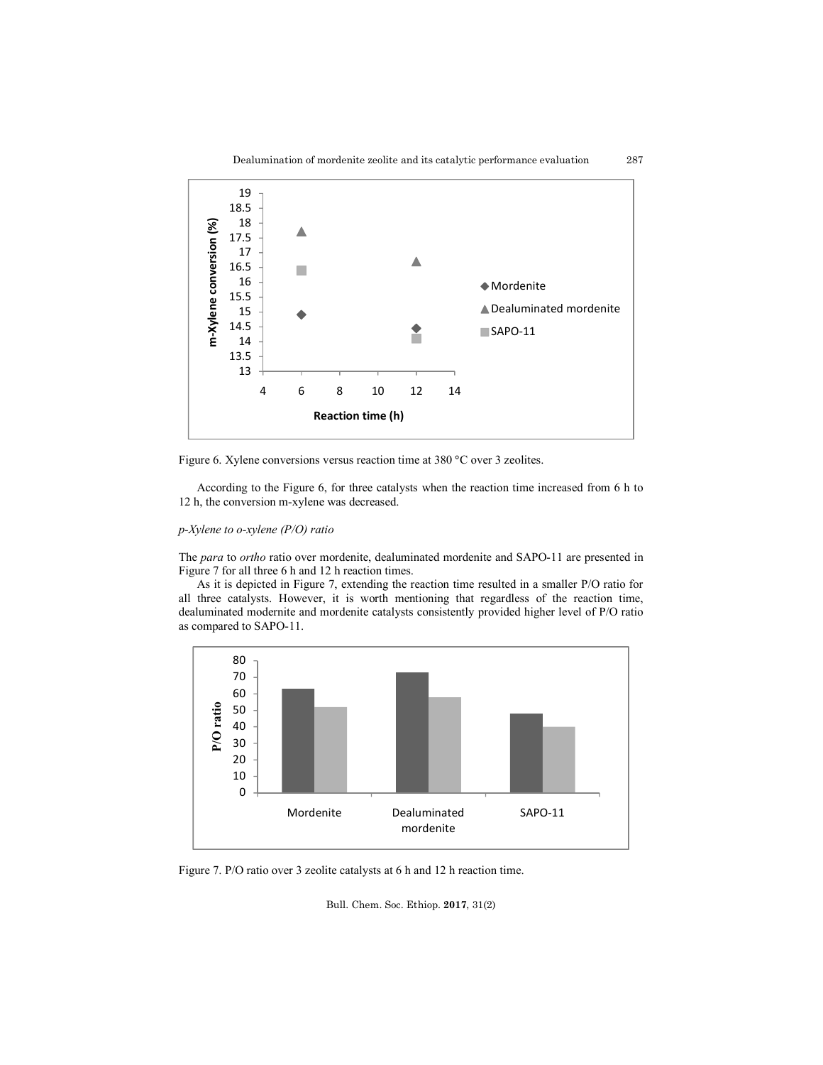Figure 6. Xylene conversions versus reaction time at 380 °C over 3 zeolites.

According to the Figure 6, for three catalysts when the reaction time increased from 6 h to 12 h, the conversion m-xylene was decreased.

*p-Xylene to o-xylene (P/O) ratio*

The *para* to *ortho* ratio over mordenite, dealuminated mordenite and SAPO-11 are presented in Figure 7 for all three 6 h and 12 h reaction times.

As it is depicted in Figure 7, extending the reaction time resulted in a smaller P/O ratio for all three catalysts. However, it is worth mentioning that regardless of the reaction time, dealuminated modernite and mordenite catalysts consistently provided higher level of P/O ratio as compared to SAPO-11.

Figure 7. P/O ratio over 3 zeolite catalysts at 6 h and 12 h reaction time.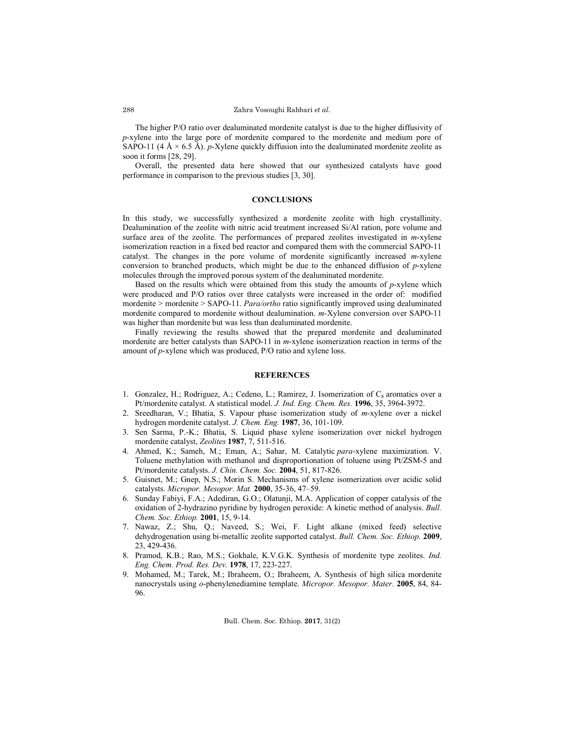The higher P/O ratio over dealuminated mordenite catalyst is due to the higher diffusivity of *p*-xylene into the large pore of mordenite compared to the mordenite and medium pore of SAPO-11 (4 Å × 6.5 Å). *p*-Xylene quickly diffusion into the dealuminated mordenite zeolite as soon it forms [28, 29].

Overall, the presented data here showed that our synthesized catalysts have good performance in comparison to the previous studies [3, 30].

## CONCLUSIONS

In this study, we successfully synthesized a mordenite zeolite with high crystallinity. Dealumination of the zeolite with nitric acid treatment increased Si/Al ration, pore volume and surface area of the zeolite. The performances of prepared zeolites investigated in *m*-xylene isomerization reaction in a fixed bed reactor and compared them with the commercial SAPO-11 catalyst. The changes in the pore volume of mordenite significantly increased *m*-xylene conversion to branched products, which might be due to the enhanced diffusion of *p*-xylene molecules through the improved porous system of the dealuminated mordenite.

Based on the results which were obtained from this study the amounts of *p*-xylene which were produced and P/O ratios over three catalysts were increased in the order of: modified mordenite > mordenite > SAPO-11. *Para/ortho* ratio significantly improved using dealuminated mordenite compared to mordenite without dealumination. *m*-Xylene conversion over SAPO-11 was higher than mordenite but was less than dealuminated mordenite.

Finally reviewing the results showed that the prepared mordenite and dealuminated mordenite are better catalysts than SAPO-11 in *m*-xylene isomerization reaction in terms of the amount of *p*-xylene which was produced, P/O ratio and xylene loss.

## REFERENCES

1. Gonzalez, H.; Rodriguez, A.; Cedeno, L.; Ramirez, J. Isomerization of $C_8$ aromatics over a Pt/mordenite catalyst. A statistical model. *J. Ind. Eng. Chem. Res.* **1996**, 35, 3964-3972.
2. Sreedharan, V.; Bhatia, S. Vapour phase isomerization study of *m*-xylene over a nickel hydrogen mordenite catalyst. *J. Chem. Eng.* **1987**, 36, 101-109.
3. Sen Sarma, P.-K.; Bhatia, S. Liquid phase xylene isomerization over nickel hydrogen mordenite catalyst, *Zeolites* **1987**, 7, 511-516.
4. Ahmed, K.; Sameh, M.; Eman, A.; Sahar, M. Catalytic *para*-xylene maximization. V. Toluene methylation with methanol and disproportionation of toluene using Pt/ZSM-5 and Pt/mordenite catalysts. *J. Chin. Chem. Soc.* **2004**, 51, 817-826.
5. Guisnet, M.; Gnep, N.S.; Morin S. Mechanisms of xylene isomerization over acidic solid catalysts. *Micropor. Mesopor. Mat.* **2000**, 35-36, 47–59.
6. Sunday Fabiyi, F.A.; Adediran, G.O.; Olatunji, M.A. Application of copper catalysis of the oxidation of 2-hydrazino pyridine by hydrogen peroxide: A kinetic method of analysis. *Bull. Chem. Soc. Ethiop.* **2001**, 15, 9-14.
7. Nawaz, Z.; Shu, Q.; Naveed, S.; Wei, F. Light alkane (mixed feed) selective dehydrogenation using bi-metallic zeolite supported catalyst. *Bull. Chem. Soc. Ethiop.* **2009**, 23, 429-436.
8. Pramod, K.B.; Rao, M.S.; Gokhale, K.V.G.K. Synthesis of mordenite type zeolites. *Ind. Eng. Chem. Prod. Res. Dev.* **1978**, 17, 223-227.
9. Mohamed, M.; Tarek, M.; Ibraheem, O.; Ibraheem, A. Synthesis of high silica mordenite nanocrystals using *o*-phenylenediamine template. *Micropor. Mesopor. Mater.* **2005**, 84, 84-96.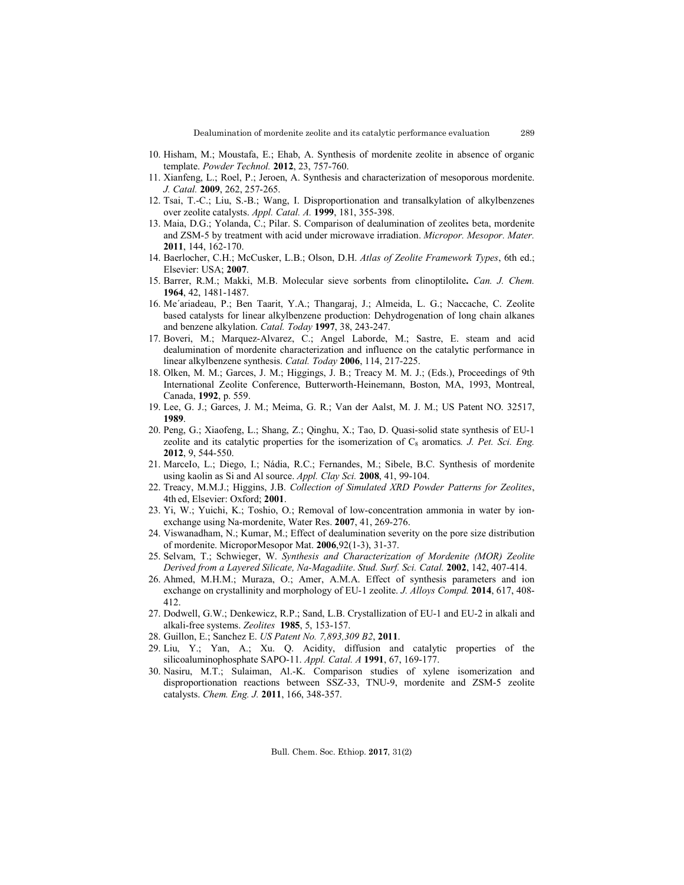10. Hisham, M.; Moustafa, E.; Ehab, A. Synthesis of mordenite zeolite in absence of organic template. *Powder Technol.* **2012**, 23, 757-760.
11. Xianfeng, L.; Roel, P.; Jeroen, A. Synthesis and characterization of mesoporous mordenite. *J. Catal.* **2009**, 262, 257-265.
12. Tsai, T.-C.; Liu, S.-B.; Wang, I. Disproportionation and transalkylation of alkylbenzenes over zeolite catalysts. *Appl. Catal. A.* **1999**, 181, 355-398.
13. Maia, D.G.; Yolanda, C.; Pilar. S. Comparison of dealumination of zeolites beta, mordenite and ZSM-5 by treatment with acid under microwave irradiation. *Micropor. Mesopor. Mater.* **2011**, 144, 162-170.
14. Baerlocher, C.H.; McCusker, L.B.; Olson, D.H. *Atlas of Zeolite Framework Types*, 6th ed.; Elsevier: USA; **2007**.
15. Barrer, R.M.; Makki, M.B. Molecular sieve sorbents from clinoptilolite**.** *Can. J. Chem.* **1964**, 42, 1481-1487.
16. Me´ariadeau, P.; Ben Taarit, Y.A.; Thangaraj, J.; Almeida, L. G.; Naccache, C. Zeolite based catalysts for linear alkylbenzene production: Dehydrogenation of long chain alkanes and benzene alkylation. *Catal. Today* **1997**, 38, 243-247.
17. Boveri, M.; Marquez-Alvarez, C.; Angel Laborde, M.; Sastre, E. steam and acid dealumination of mordenite characterization and influence on the catalytic performance in linear alkylbenzene synthesis. *Catal. Today* **2006**, 114, 217-225.
18. Olken, M. M.; Garces, J. M.; Higgings, J. B.; Treacy M. M. J.; (Eds.), Proceedings of 9th International Zeolite Conference, Butterworth-Heinemann, Boston, MA, 1993, Montreal, Canada, **1992**, p. 559.
19. Lee, G. J.; Garces, J. M.; Meima, G. R.; Van der Aalst, M. J. M.; US Patent NO. 32517, **1989**.
20. Peng, G.; Xiaofeng, L.; Shang, Z.; Qinghu, X.; Tao, D. Quasi-solid state synthesis of EU-1 zeolite and its catalytic properties for the isomerization of $C_8$ aromatics*. J. Pet. Sci. Eng.* **2012**, 9, 544-550.
21. Marcelo, L.; Diego, I.; Nádia, R.C.; Fernandes, M.; Sibele, B.C. Synthesis of mordenite using kaolin as Si and Al source. *Appl. Clay Sci.* **2008**, 41, 99-104.
22. Treacy, M.M.J.; Higgins, J.B. *Collection of Simulated XRD Powder Patterns for Zeolites*, 4th ed, Elsevier: Oxford; **2001**.
23. Yi, W.; Yuichi, K.; Toshio, O.; Removal of low-concentration ammonia in water by ion-exchange using Na-mordenite, Water Res. **2007**, 41, 269-276.
24. Viswanadham, N.; Kumar, M.; Effect of dealumination severity on the pore size distribution of mordenite. MicroporMesopor Mat. **2006**,92(1-3), 31-37.
25. Selvam, T.; Schwieger, W. *Synthesis and Characterization of Mordenite (MOR) Zeolite Derived from a Layered Silicate, Na-Magadiite*. *Stud. Surf. Sci. Catal.* **2002**, 142, 407-414.
26. Ahmed, M.H.M.; Muraza, O.; Amer, A.M.A. Effect of synthesis parameters and ion exchange on crystallinity and morphology of EU-1 zeolite. *J. Alloys Compd.* **2014**, 617, 408-412.
27. Dodwell, G.W.; Denkewicz, R.P.; Sand, L.B. Crystallization of EU-1 and EU-2 in alkali and alkali-free systems. *Zeolites* **1985**, 5, 153-157.
28. Guillon, E.; Sanchez E. *US Patent No. 7,893,309 B2*, **2011**.
29. Liu, Y.; Yan, A.; Xu. Q. Acidity, diffusion and catalytic properties of the silicoaluminophosphate SAPO-11. *Appl. Catal. A* **1991**, 67, 169-177.
30. Nasiru, M.T.; Sulaiman, Al.-K. Comparison studies of xylene isomerization and disproportionation reactions between SSZ-33, TNU-9, mordenite and ZSM-5 zeolite catalysts. *Chem. Eng. J.* **2011**, 166, 348-357.